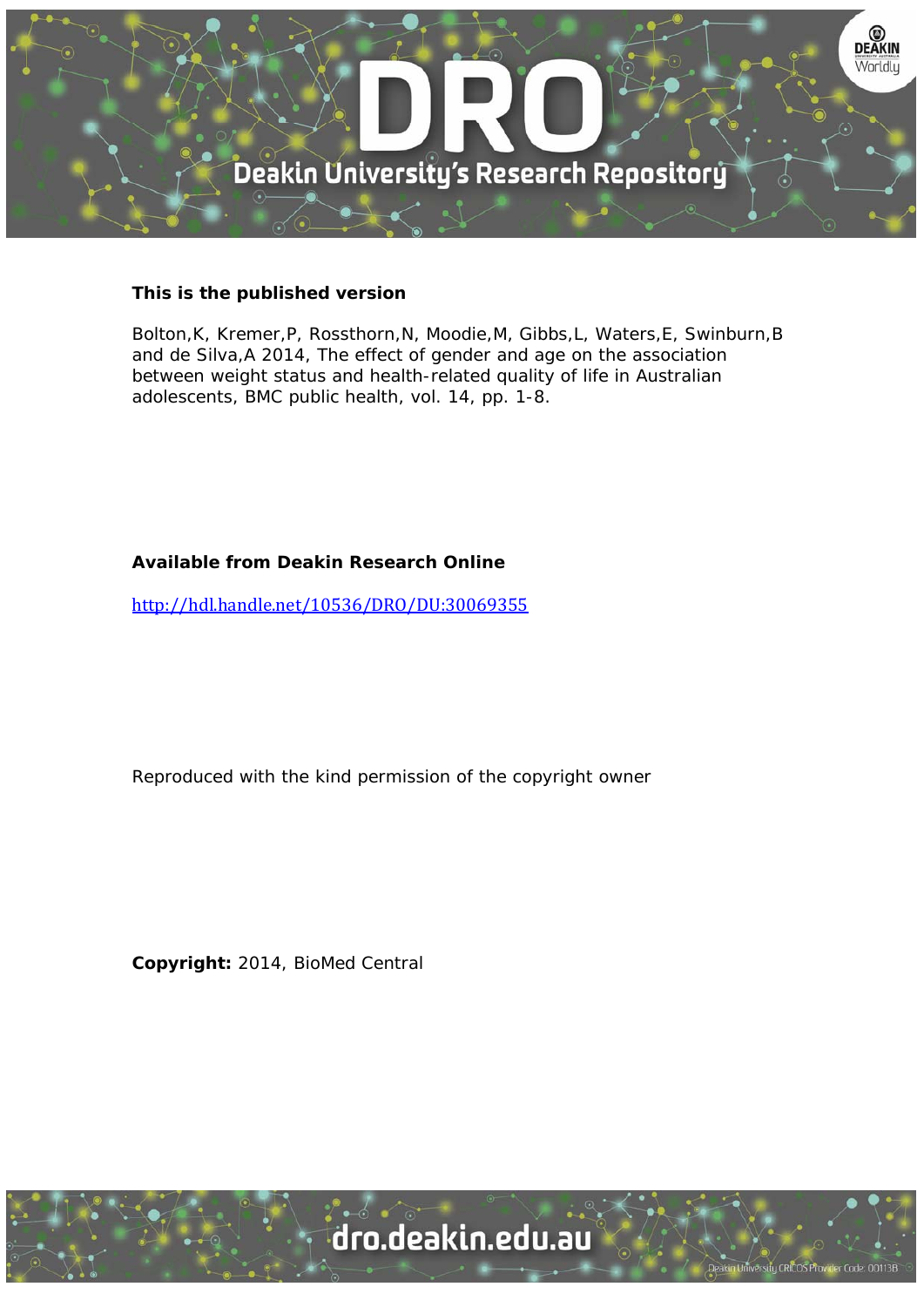**This is the published version**

Bolton,K, Kremer,P, Rossthorn,N, Moodie,M, Gibbs,L, Waters,E, Swinburn,B and de Silva,A 2014, The effect of gender and age on the association between weight status and health-related quality of life in Australian adolescents, BMC public health, vol. 14, pp. 1-8.

**Available from Deakin Research Online**

http://hdl.handle.net/10536/DRO/DU:30069355

Reproduced with the kind permission of the copyright owner

**Copyright:** 2014, BioMed Central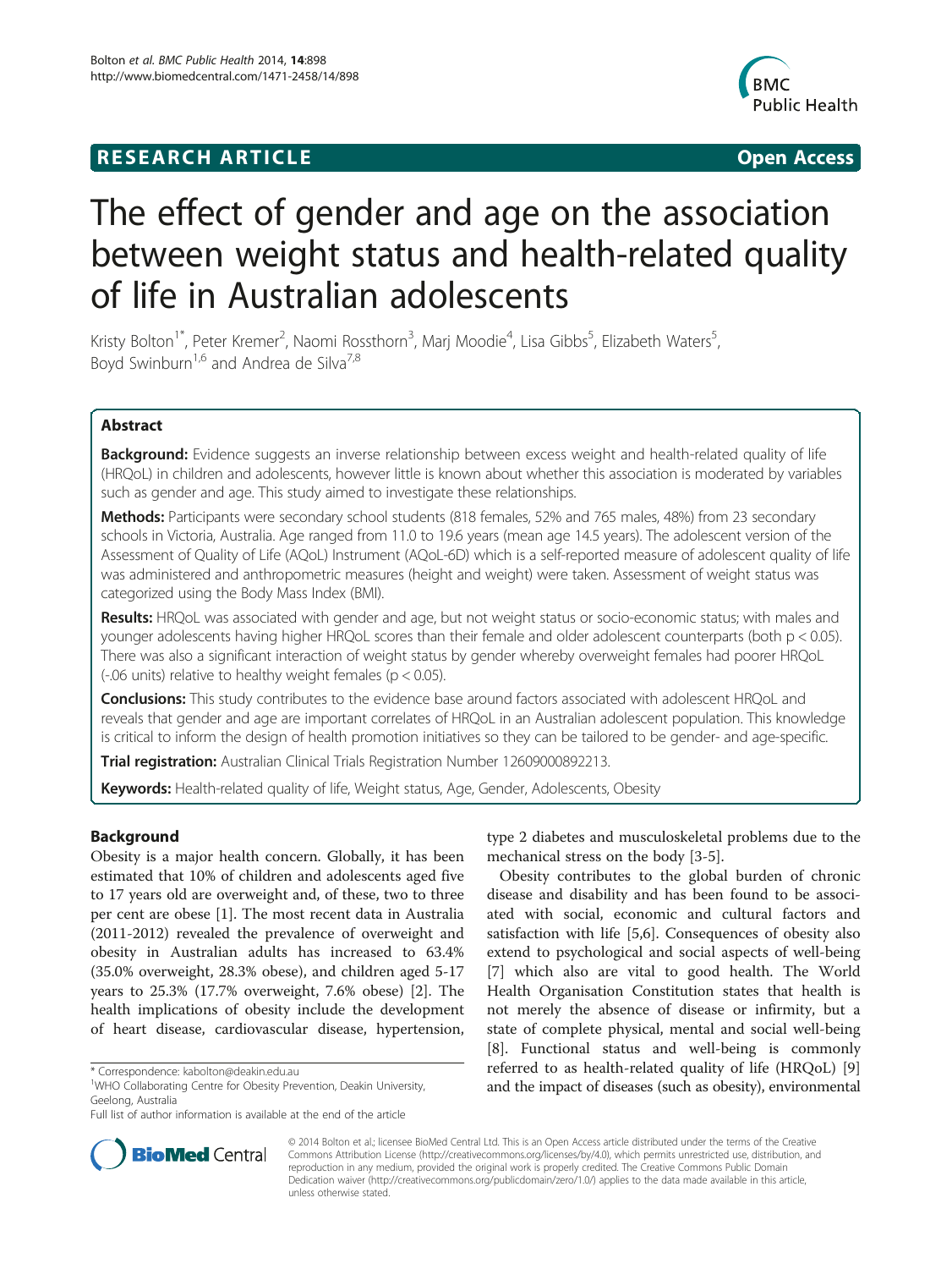# The effect of gender and age on the association between weight status and health-related quality of life in Australian adolescents

Kristy Bolton[1*], Peter Kremer[2], Naomi Rossthorn[3], Marj Moodie[4], Lisa Gibbs[5], Elizabeth Waters[5], Boyd Swinburn[1,6] and Andrea de Silva[7,8]

## Abstract

**Background:** Evidence suggests an inverse relationship between excess weight and health-related quality of life (HRQoL) in children and adolescents, however little is known about whether this association is moderated by variables such as gender and age. This study aimed to investigate these relationships.

**Methods:** Participants were secondary school students (818 females, 52% and 765 males, 48%) from 23 secondary schools in Victoria, Australia. Age ranged from 11.0 to 19.6 years (mean age 14.5 years). The adolescent version of the Assessment of Quality of Life (AQoL) Instrument (AQoL-6D) which is a self-reported measure of adolescent quality of life was administered and anthropometric measures (height and weight) were taken. Assessment of weight status was categorized using the Body Mass Index (BMI).

**Results:** HRQoL was associated with gender and age, but not weight status or socio-economic status; with males and younger adolescents having higher HRQoL scores than their female and older adolescent counterparts (both $p < 0.05$). There was also a significant interaction of weight status by gender whereby overweight females had poorer HRQoL (-.06 units) relative to healthy weight females ($p < 0.05$).

**Conclusions:** This study contributes to the evidence base around factors associated with adolescent HRQoL and reveals that gender and age are important correlates of HRQoL in an Australian adolescent population. This knowledge is critical to inform the design of health promotion initiatives so they can be tailored to be gender- and age-specific.

**Trial registration:** Australian Clinical Trials Registration Number 12609000892213.

**Keywords:** Health-related quality of life, Weight status, Age, Gender, Adolescents, Obesity

## Background

Obesity is a major health concern. Globally, it has been estimated that 10% of children and adolescents aged five to 17 years old are overweight and, of these, two to three per cent are obese [1]. The most recent data in Australia (2011-2012) revealed the prevalence of overweight and obesity in Australian adults has increased to 63.4% (35.0% overweight, 28.3% obese), and children aged 5-17 years to 25.3% (17.7% overweight, 7.6% obese) [2]. The health implications of obesity include the development of heart disease, cardiovascular disease, hypertension, type 2 diabetes and musculoskeletal problems due to the mechanical stress on the body [3-5].

Obesity contributes to the global burden of chronic disease and disability and has been found to be associated with social, economic and cultural factors and satisfaction with life [5,6]. Consequences of obesity also extend to psychological and social aspects of well-being [7] which also are vital to good health. The World Health Organisation Constitution states that health is not merely the absence of disease or infirmity, but a state of complete physical, mental and social well-being [8]. Functional status and well-being is commonly referred to as health-related quality of life (HRQoL) [9] and the impact of diseases (such as obesity), environmental

\* Correspondence: kabolton@deakin.edu.au
[1]WHO Collaborating Centre for Obesity Prevention, Deakin University, Geelong, Australia
Full list of author information is available at the end of the article

© 2014 Bolton et al.; licensee BioMed Central Ltd. This is an Open Access article distributed under the terms of the Creative Commons Attribution License (http://creativecommons.org/licenses/by/4.0), which permits unrestricted use, distribution, and reproduction in any medium, provided the original work is properly credited. The Creative Commons Public Domain Dedication waiver (http://creativecommons.org/publicdomain/zero/1.0/) applies to the data made available in this article, unless otherwise stated.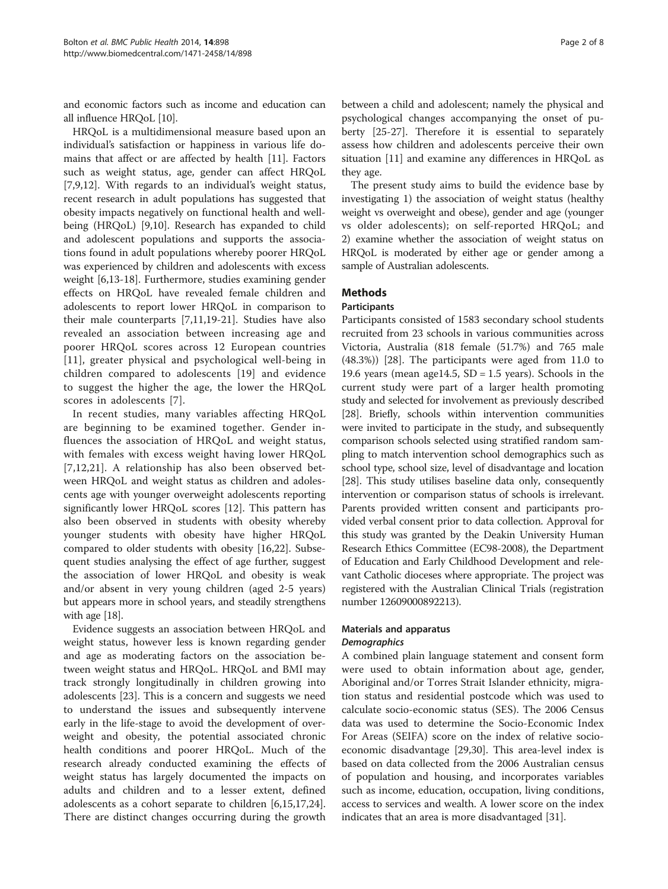and economic factors such as income and education can all influence HRQoL [10].

HRQoL is a multidimensional measure based upon an individual's satisfaction or happiness in various life domains that affect or are affected by health [11]. Factors such as weight status, age, gender can affect HRQoL [7,9,12]. With regards to an individual's weight status, recent research in adult populations has suggested that obesity impacts negatively on functional health and well-being (HRQoL) [9,10]. Research has expanded to child and adolescent populations and supports the associations found in adult populations whereby poorer HRQoL was experienced by children and adolescents with excess weight [6,13-18]. Furthermore, studies examining gender effects on HRQoL have revealed female children and adolescents to report lower HRQoL in comparison to their male counterparts [7,11,19-21]. Studies have also revealed an association between increasing age and poorer HRQoL scores across 12 European countries [11], greater physical and psychological well-being in children compared to adolescents [19] and evidence to suggest the higher the age, the lower the HRQoL scores in adolescents [7].

In recent studies, many variables affecting HRQoL are beginning to be examined together. Gender influences the association of HRQoL and weight status, with females with excess weight having lower HRQoL [7,12,21]. A relationship has also been observed between HRQoL and weight status as children and adolescents age with younger overweight adolescents reporting significantly lower HRQoL scores [12]. This pattern has also been observed in students with obesity whereby younger students with obesity have higher HRQoL compared to older students with obesity [16,22]. Subsequent studies analysing the effect of age further, suggest the association of lower HRQoL and obesity is weak and/or absent in very young children (aged 2-5 years) but appears more in school years, and steadily strengthens with age [18].

Evidence suggests an association between HRQoL and weight status, however less is known regarding gender and age as moderating factors on the association between weight status and HRQoL. HRQoL and BMI may track strongly longitudinally in children growing into adolescents [23]. This is a concern and suggests we need to understand the issues and subsequently intervene early in the life-stage to avoid the development of overweight and obesity, the potential associated chronic health conditions and poorer HRQoL. Much of the research already conducted examining the effects of weight status has largely documented the impacts on adults and children and to a lesser extent, defined adolescents as a cohort separate to children [6,15,17,24]. There are distinct changes occurring during the growth between a child and adolescent; namely the physical and psychological changes accompanying the onset of puberty [25-27]. Therefore it is essential to separately assess how children and adolescents perceive their own situation [11] and examine any differences in HRQoL as they age.

The present study aims to build the evidence base by investigating 1) the association of weight status (healthy weight vs overweight and obese), gender and age (younger vs older adolescents); on self-reported HRQoL; and 2) examine whether the association of weight status on HRQoL is moderated by either age or gender among a sample of Australian adolescents.

## Methods

### Participants

Participants consisted of 1583 secondary school students recruited from 23 schools in various communities across Victoria, Australia (818 female (51.7%) and 765 male (48.3%)) [28]. The participants were aged from 11.0 to 19.6 years (mean age14.5, SD = 1.5 years). Schools in the current study were part of a larger health promoting study and selected for involvement as previously described [28]. Briefly, schools within intervention communities were invited to participate in the study, and subsequently comparison schools selected using stratified random sampling to match intervention school demographics such as school type, school size, level of disadvantage and location [28]. This study utilises baseline data only, consequently intervention or comparison status of schools is irrelevant. Parents provided written consent and participants provided verbal consent prior to data collection. Approval for this study was granted by the Deakin University Human Research Ethics Committee (EC98-2008), the Department of Education and Early Childhood Development and relevant Catholic dioceses where appropriate. The project was registered with the Australian Clinical Trials (registration number 12609000892213).

### Materials and apparatus

#### *Demographics*

A combined plain language statement and consent form were used to obtain information about age, gender, Aboriginal and/or Torres Strait Islander ethnicity, migration status and residential postcode which was used to calculate socio-economic status (SES). The 2006 Census data was used to determine the Socio-Economic Index For Areas (SEIFA) score on the index of relative socio-economic disadvantage [29,30]. This area-level index is based on data collected from the 2006 Australian census of population and housing, and incorporates variables such as income, education, occupation, living conditions, access to services and wealth. A lower score on the index indicates that an area is more disadvantaged [31].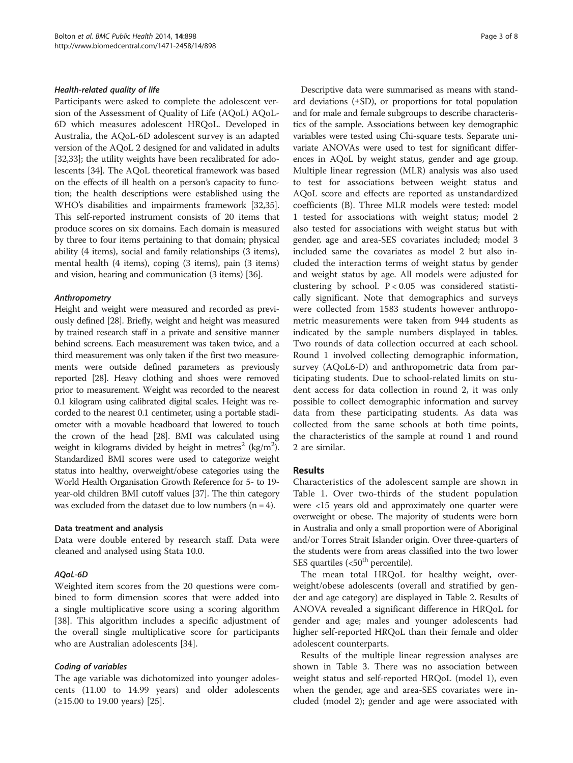#### *Health-related quality of life*

Participants were asked to complete the adolescent version of the Assessment of Quality of Life (AQoL) AQoL-6D which measures adolescent HRQoL. Developed in Australia, the AQoL-6D adolescent survey is an adapted version of the AQoL 2 designed for and validated in adults [32,33]; the utility weights have been recalibrated for adolescents [34]. The AQoL theoretical framework was based on the effects of ill health on a person's capacity to function; the health descriptions were established using the WHO's disabilities and impairments framework [32,35]. This self-reported instrument consists of 20 items that produce scores on six domains. Each domain is measured by three to four items pertaining to that domain; physical ability (4 items), social and family relationships (3 items), mental health (4 items), coping (3 items), pain (3 items) and vision, hearing and communication (3 items) [36].

#### *Anthropometry*

Height and weight were measured and recorded as previously defined [28]. Briefly, weight and height was measured by trained research staff in a private and sensitive manner behind screens. Each measurement was taken twice, and a third measurement was only taken if the first two measurements were outside defined parameters as previously reported [28]. Heavy clothing and shoes were removed prior to measurement. Weight was recorded to the nearest 0.1 kilogram using calibrated digital scales. Height was recorded to the nearest 0.1 centimeter, using a portable stadiometer with a movable headboard that lowered to touch the crown of the head [28]. BMI was calculated using weight in kilograms divided by height in metres$^2$ (kg/m$^2$). Standardized BMI scores were used to categorize weight status into healthy, overweight/obese categories using the World Health Organisation Growth Reference for 5- to 19-year-old children BMI cutoff values [37]. The thin category was excluded from the dataset due to low numbers ($n = 4$).

### Data treatment and analysis

Data were double entered by research staff. Data were cleaned and analysed using Stata 10.0.

#### *AQoL-6D*

Weighted item scores from the 20 questions were combined to form dimension scores that were added into a single multiplicative score using a scoring algorithm [38]. This algorithm includes a specific adjustment of the overall single multiplicative score for participants who are Australian adolescents [34].

#### *Coding of variables*

The age variable was dichotomized into younger adolescents (11.00 to 14.99 years) and older adolescents (≥15.00 to 19.00 years) [25].

Descriptive data were summarised as means with standard deviations (±SD), or proportions for total population and for male and female subgroups to describe characteristics of the sample. Associations between key demographic variables were tested using Chi-square tests. Separate univariate ANOVAs were used to test for significant differences in AQoL by weight status, gender and age group. Multiple linear regression (MLR) analysis was also used to test for associations between weight status and AQoL score and effects are reported as unstandardized coefficients (B). Three MLR models were tested: model 1 tested for associations with weight status; model 2 also tested for associations with weight status but with gender, age and area-SES covariates included; model 3 included same the covariates as model 2 but also included the interaction terms of weight status by gender and weight status by age. All models were adjusted for clustering by school. $P < 0.05$ was considered statistically significant. Note that demographics and surveys were collected from 1583 students however anthropometric measurements were taken from 944 students as indicated by the sample numbers displayed in tables. Two rounds of data collection occurred at each school. Round 1 involved collecting demographic information, survey (AQoL6-D) and anthropometric data from participating students. Due to school-related limits on student access for data collection in round 2, it was only possible to collect demographic information and survey data from these participating students. As data was collected from the same schools at both time points, the characteristics of the sample at round 1 and round 2 are similar.

## Results

Characteristics of the adolescent sample are shown in Table 1. Over two-thirds of the student population were <15 years old and approximately one quarter were overweight or obese. The majority of students were born in Australia and only a small proportion were of Aboriginal and/or Torres Strait Islander origin. Over three-quarters of the students were from areas classified into the two lower SES quartiles (<50$^{th}$ percentile).

The mean total HRQoL for healthy weight, overweight/obese adolescents (overall and stratified by gender and age category) are displayed in Table 2. Results of ANOVA revealed a significant difference in HRQoL for gender and age; males and younger adolescents had higher self-reported HRQoL than their female and older adolescent counterparts.

Results of the multiple linear regression analyses are shown in Table 3. There was no association between weight status and self-reported HRQoL (model 1), even when the gender, age and area-SES covariates were included (model 2); gender and age were associated with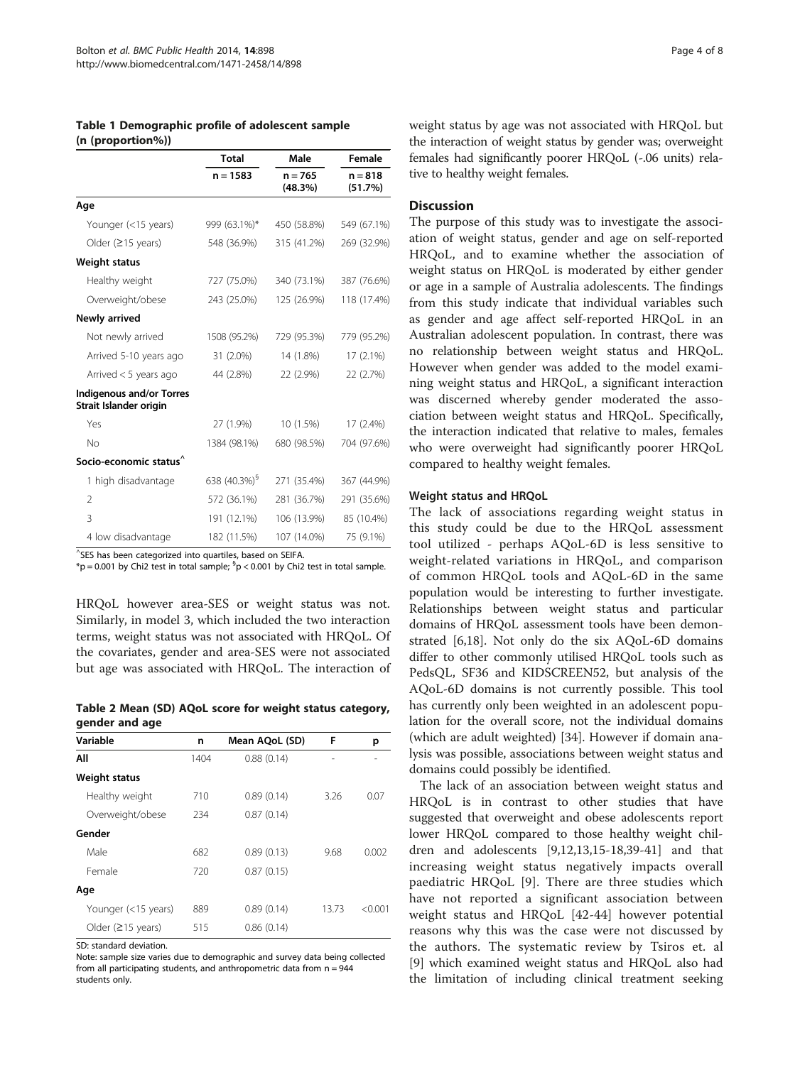**Table 1 Demographic profile of adolescent sample (n (proportion%))**

| | Total | Male | Female |
|---|---|---|---|
| | n = 1583 | n = 765 (48.3%) | n = 818 (51.7%) |
| **Age** | | | |
| Younger (<15 years) | 999 (63.1%)* | 450 (58.8%) | 549 (67.1%) |
| Older (≥15 years) | 548 (36.9%) | 315 (41.2%) | 269 (32.9%) |
| **Weight status** | | | |
| Healthy weight | 727 (75.0%) | 340 (73.1%) | 387 (76.6%) |
| Overweight/obese | 243 (25.0%) | 125 (26.9%) | 118 (17.4%) |
| **Newly arrived** | | | |
| Not newly arrived | 1508 (95.2%) | 729 (95.3%) | 779 (95.2%) |
| Arrived 5-10 years ago | 31 (2.0%) | 14 (1.8%) | 17 (2.1%) |
| Arrived < 5 years ago | 44 (2.8%) | 22 (2.9%) | 22 (2.7%) |
| **Indigenous and/or Torres Strait Islander origin** | | | |
| Yes | 27 (1.9%) | 10 (1.5%) | 17 (2.4%) |
| No | 1384 (98.1%) | 680 (98.5%) | 704 (97.6%) |
| **Socio-economic status^** | | | |
| 1 high disadvantage | 638 (40.3%)§ | 271 (35.4%) | 367 (44.9%) |
| 2 | 572 (36.1%) | 281 (36.7%) | 291 (35.6%) |
| 3 | 191 (12.1%) | 106 (13.9%) | 85 (10.4%) |
| 4 low disadvantage | 182 (11.5%) | 107 (14.0%) | 75 (9.1%) |

^SES has been categorized into quartiles, based on SEIFA.
*p = 0.001 by Chi2 test in total sample; §p < 0.001 by Chi2 test in total sample.

HRQoL however area-SES or weight status was not. Similarly, in model 3, which included the two interaction terms, weight status was not associated with HRQoL. Of the covariates, gender and area-SES were not associated but age was associated with HRQoL. The interaction of weight status by age was not associated with HRQoL but the interaction of weight status by gender was; overweight females had significantly poorer HRQoL (-.06 units) relative to healthy weight females.

**Table 2 Mean (SD) AQoL score for weight status category, gender and age**

| Variable | n | Mean AQoL (SD) | F | p |
|---|---|---|---|---|
| **All** | 1404 | 0.88 (0.14) | - | - |
| **Weight status** | | | | |
| Healthy weight | 710 | 0.89 (0.14) | 3.26 | 0.07 |
| Overweight/obese | 234 | 0.87 (0.14) | | |
| **Gender** | | | | |
| Male | 682 | 0.89 (0.13) | 9.68 | 0.002 |
| Female | 720 | 0.87 (0.15) | | |
| **Age** | | | | |
| Younger (<15 years) | 889 | 0.89 (0.14) | 13.73 | <0.001 |
| Older (≥15 years) | 515 | 0.86 (0.14) | | |

SD: standard deviation.
Note: sample size varies due to demographic and survey data being collected from all participating students, and anthropometric data from n = 944 students only.

## Discussion

The purpose of this study was to investigate the association of weight status, gender and age on self-reported HRQoL, and to examine whether the association of weight status on HRQoL is moderated by either gender or age in a sample of Australia adolescents. The findings from this study indicate that individual variables such as gender and age affect self-reported HRQoL in an Australian adolescent population. In contrast, there was no relationship between weight status and HRQoL. However when gender was added to the model examining weight status and HRQoL, a significant interaction was discerned whereby gender moderated the association between weight status and HRQoL. Specifically, the interaction indicated that relative to males, females who were overweight had significantly poorer HRQoL compared to healthy weight females.

### Weight status and HRQoL

The lack of associations regarding weight status in this study could be due to the HRQoL assessment tool utilized - perhaps AQoL-6D is less sensitive to weight-related variations in HRQoL, and comparison of common HRQoL tools and AQoL-6D in the same population would be interesting to further investigate. Relationships between weight status and particular domains of HRQoL assessment tools have been demonstrated [6,18]. Not only do the six AQoL-6D domains differ to other commonly utilised HRQoL tools such as PedsQL, SF36 and KIDSCREEN52, but analysis of the AQoL-6D domains is not currently possible. This tool has currently only been weighted in an adolescent population for the overall score, not the individual domains (which are adult weighted) [34]. However if domain analysis was possible, associations between weight status and domains could possibly be identified.

The lack of an association between weight status and HRQoL is in contrast to other studies that have suggested that overweight and obese adolescents report lower HRQoL compared to those healthy weight children and adolescents [9,12,13,15-18,39-41] and that increasing weight status negatively impacts overall paediatric HRQoL [9]. There are three studies which have not reported a significant association between weight status and HRQoL [42-44] however potential reasons why this was the case were not discussed by the authors. The systematic review by Tsiros et. al [9] which examined weight status and HRQoL also had the limitation of including clinical treatment seeking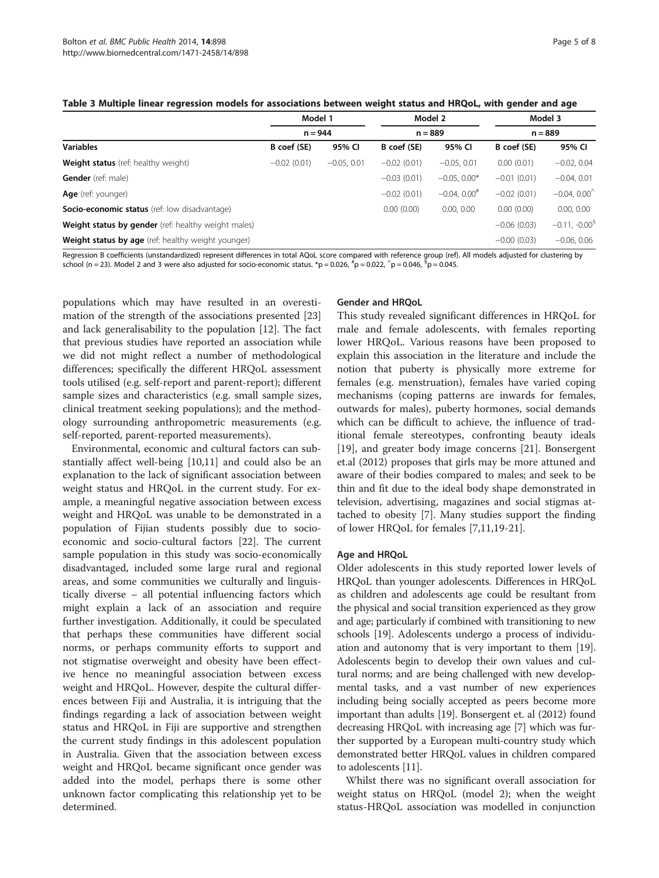**Table 3 Multiple linear regression models for associations between weight status and HRQoL, with gender and age**

| | Model 1 | | Model 2 | | Model 3 | |
|---|---|---|---|---|---|---|
| | n = 944 | | n = 889 | | n = 889 | |
| **Variables** | B coef (SE) | 95% CI | B coef (SE) | 95% CI | B coef (SE) | 95% CI |
| **Weight status** (ref: healthy weight) | −0.02 (0.01) | −0.05, 0.01 | −0.02 (0.01) | −0.05, 0.01 | 0.00 (0.01) | −0.02, 0.04 |
| **Gender** (ref: male) | | | −0.03 (0.01) | −0.05, 0.00* | −0.01 (0.01) | −0.04, 0.01 |
| **Age** (ref: younger) | | | −0.02 (0.01) | −0.04, 0.00[#] | −0.02 (0.01) | −0.04, 0.00[^] |
| **Socio-economic status** (ref: low disadvantage) | | | 0.00 (0.00) | 0.00, 0.00 | 0.00 (0.00) | 0.00, 0.00 |
| **Weight status by gender** (ref: healthy weight males) | | | | | −0.06 (0.03) | −0.11, -0.00[§] |
| **Weight status by age** (ref: healthy weight younger) | | | | | −0.00 (0.03) | −0.06, 0.06 |

Regression B coefficients (unstandardized) represent differences in total AQoL score compared with reference group (ref). All models adjusted for clustering by school (n = 23). Model 2 and 3 were also adjusted for socio-economic status. *p = 0.026, [#]p = 0.022, [^]p = 0.046, [§]p = 0.045.

populations which may have resulted in an overestimation of the strength of the associations presented [23] and lack generalisability to the population [12]. The fact that previous studies have reported an association while we did not might reflect a number of methodological differences; specifically the different HRQoL assessment tools utilised (e.g. self-report and parent-report); different sample sizes and characteristics (e.g. small sample sizes, clinical treatment seeking populations); and the methodology surrounding anthropometric measurements (e.g. self-reported, parent-reported measurements).

Environmental, economic and cultural factors can substantially affect well-being [10,11] and could also be an explanation to the lack of significant association between weight status and HRQoL in the current study. For example, a meaningful negative association between excess weight and HRQoL was unable to be demonstrated in a population of Fijian students possibly due to socio-economic and socio-cultural factors [22]. The current sample population in this study was socio-economically disadvantaged, included some large rural and regional areas, and some communities we culturally and linguistically diverse – all potential influencing factors which might explain a lack of an association and require further investigation. Additionally, it could be speculated that perhaps these communities have different social norms, or perhaps community efforts to support and not stigmatise overweight and obesity have been effective hence no meaningful association between excess weight and HRQoL. However, despite the cultural differences between Fiji and Australia, it is intriguing that the findings regarding a lack of association between weight status and HRQoL in Fiji are supportive and strengthen the current study findings in this adolescent population in Australia. Given that the association between excess weight and HRQoL became significant once gender was added into the model, perhaps there is some other unknown factor complicating this relationship yet to be determined.

#### Gender and HRQoL

This study revealed significant differences in HRQoL for male and female adolescents, with females reporting lower HRQoL. Various reasons have been proposed to explain this association in the literature and include the notion that puberty is physically more extreme for females (e.g. menstruation), females have varied coping mechanisms (coping patterns are inwards for females, outwards for males), puberty hormones, social demands which can be difficult to achieve, the influence of traditional female stereotypes, confronting beauty ideals [19], and greater body image concerns [21]. Bonsergent et.al (2012) proposes that girls may be more attuned and aware of their bodies compared to males; and seek to be thin and fit due to the ideal body shape demonstrated in television, advertising, magazines and social stigmas attached to obesity [7]. Many studies support the finding of lower HRQoL for females [7,11,19-21].

#### Age and HRQoL

Older adolescents in this study reported lower levels of HRQoL than younger adolescents. Differences in HRQoL as children and adolescents age could be resultant from the physical and social transition experienced as they grow and age; particularly if combined with transitioning to new schools [19]. Adolescents undergo a process of individuation and autonomy that is very important to them [19]. Adolescents begin to develop their own values and cultural norms; and are being challenged with new developmental tasks, and a vast number of new experiences including being socially accepted as peers become more important than adults [19]. Bonsergent et. al (2012) found decreasing HRQoL with increasing age [7] which was further supported by a European multi-country study which demonstrated better HRQoL values in children compared to adolescents [11].

Whilst there was no significant overall association for weight status on HRQoL (model 2); when the weight status-HRQoL association was modelled in conjunction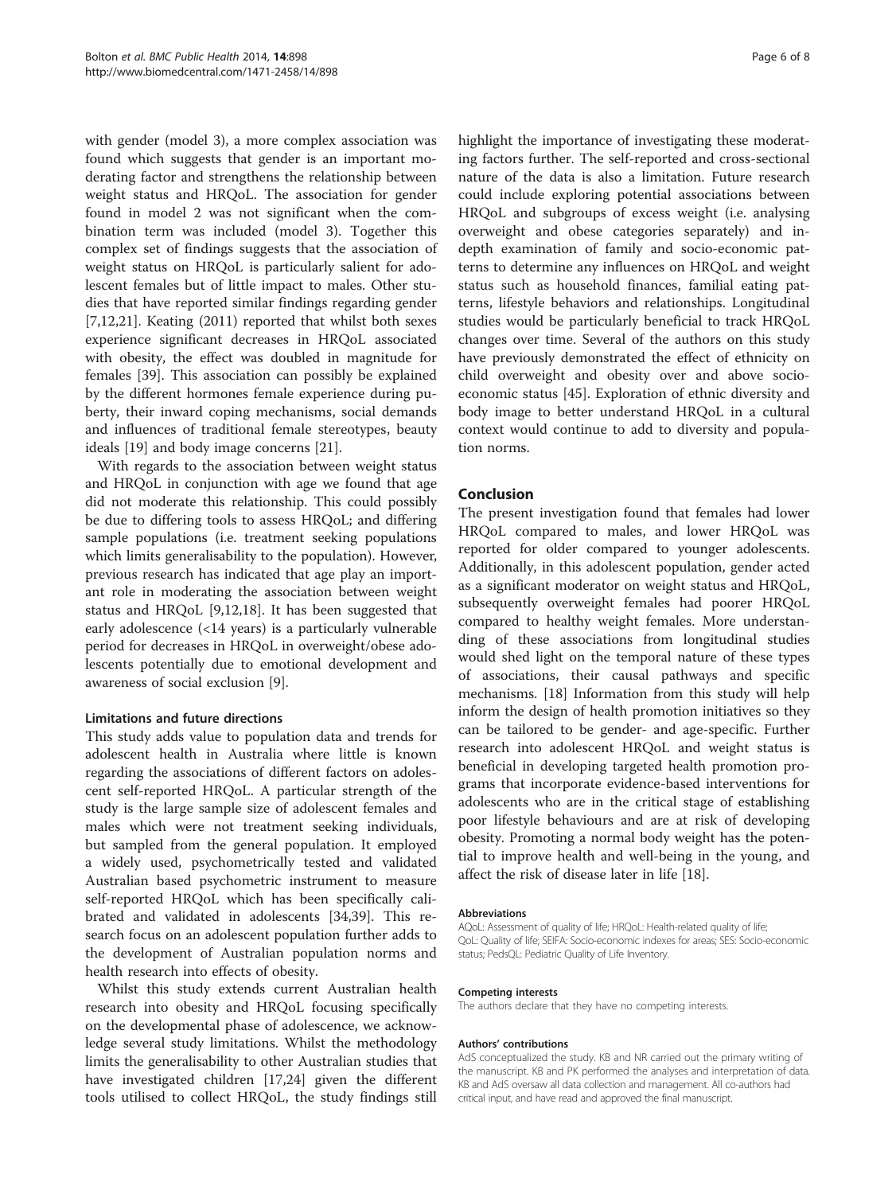with gender (model 3), a more complex association was found which suggests that gender is an important moderating factor and strengthens the relationship between weight status and HRQoL. The association for gender found in model 2 was not significant when the combination term was included (model 3). Together this complex set of findings suggests that the association of weight status on HRQoL is particularly salient for adolescent females but of little impact to males. Other studies that have reported similar findings regarding gender [7,12,21]. Keating (2011) reported that whilst both sexes experience significant decreases in HRQoL associated with obesity, the effect was doubled in magnitude for females [39]. This association can possibly be explained by the different hormones female experience during puberty, their inward coping mechanisms, social demands and influences of traditional female stereotypes, beauty ideals [19] and body image concerns [21].

With regards to the association between weight status and HRQoL in conjunction with age we found that age did not moderate this relationship. This could possibly be due to differing tools to assess HRQoL; and differing sample populations (i.e. treatment seeking populations which limits generalisability to the population). However, previous research has indicated that age play an important role in moderating the association between weight status and HRQoL [9,12,18]. It has been suggested that early adolescence (<14 years) is a particularly vulnerable period for decreases in HRQoL in overweight/obese adolescents potentially due to emotional development and awareness of social exclusion [9].

### Limitations and future directions

This study adds value to population data and trends for adolescent health in Australia where little is known regarding the associations of different factors on adolescent self-reported HRQoL. A particular strength of the study is the large sample size of adolescent females and males which were not treatment seeking individuals, but sampled from the general population. It employed a widely used, psychometrically tested and validated Australian based psychometric instrument to measure self-reported HRQoL which has been specifically calibrated and validated in adolescents [34,39]. This research focus on an adolescent population further adds to the development of Australian population norms and health research into effects of obesity.

Whilst this study extends current Australian health research into obesity and HRQoL focusing specifically on the developmental phase of adolescence, we acknowledge several study limitations. Whilst the methodology limits the generalisability to other Australian studies that have investigated children [17,24] given the different tools utilised to collect HRQoL, the study findings still highlight the importance of investigating these moderating factors further. The self-reported and cross-sectional nature of the data is also a limitation. Future research could include exploring potential associations between HRQoL and subgroups of excess weight (i.e. analysing overweight and obese categories separately) and in-depth examination of family and socio-economic patterns to determine any influences on HRQoL and weight status such as household finances, familial eating patterns, lifestyle behaviors and relationships. Longitudinal studies would be particularly beneficial to track HRQoL changes over time. Several of the authors on this study have previously demonstrated the effect of ethnicity on child overweight and obesity over and above socio-economic status [45]. Exploration of ethnic diversity and body image to better understand HRQoL in a cultural context would continue to add to diversity and population norms.

## Conclusion

The present investigation found that females had lower HRQoL compared to males, and lower HRQoL was reported for older compared to younger adolescents. Additionally, in this adolescent population, gender acted as a significant moderator on weight status and HRQoL, subsequently overweight females had poorer HRQoL compared to healthy weight females. More understanding of these associations from longitudinal studies would shed light on the temporal nature of these types of associations, their causal pathways and specific mechanisms. [18] Information from this study will help inform the design of health promotion initiatives so they can be tailored to be gender- and age-specific. Further research into adolescent HRQoL and weight status is beneficial in developing targeted health promotion programs that incorporate evidence-based interventions for adolescents who are in the critical stage of establishing poor lifestyle behaviours and are at risk of developing obesity. Promoting a normal body weight has the potential to improve health and well-being in the young, and affect the risk of disease later in life [18].

#### Abbreviations

AQoL: Assessment of quality of life; HRQoL: Health-related quality of life; QoL: Quality of life; SEIFA: Socio-economic indexes for areas; SES: Socio-economic status; PedsQL: Pediatric Quality of Life Inventory.

#### Competing interests

The authors declare that they have no competing interests.

#### Authors' contributions

AdS conceptualized the study. KB and NR carried out the primary writing of the manuscript. KB and PK performed the analyses and interpretation of data. KB and AdS oversaw all data collection and management. All co-authors had critical input, and have read and approved the final manuscript.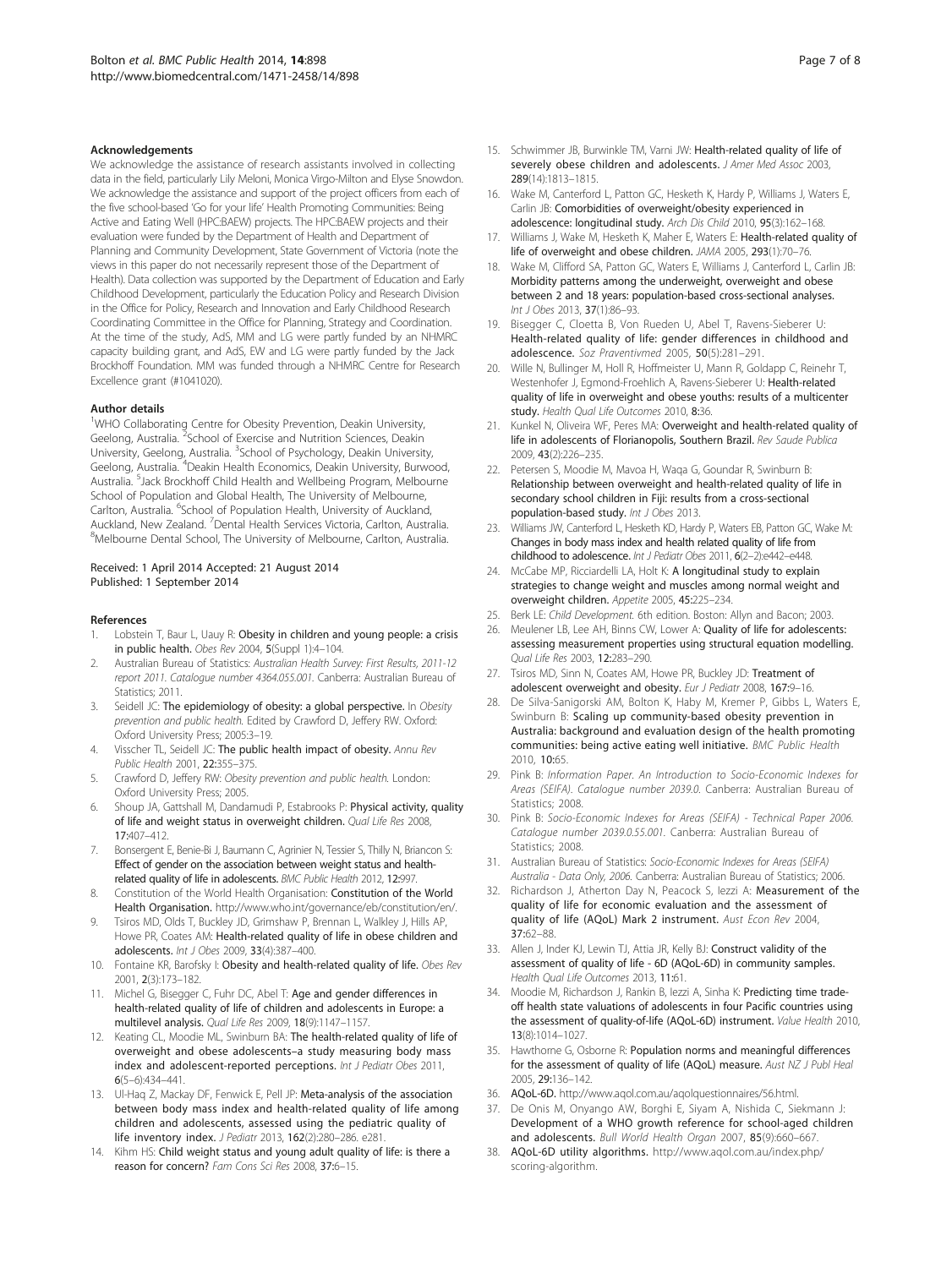#### Acknowledgements

We acknowledge the assistance of research assistants involved in collecting data in the field, particularly Lily Meloni, Monica Virgo-Milton and Elyse Snowdon. We acknowledge the assistance and support of the project officers from each of the five school-based 'Go for your life' Health Promoting Communities: Being Active and Eating Well (HPC:BAEW) projects. The HPC:BAEW projects and their evaluation were funded by the Department of Health and Department of Planning and Community Development, State Government of Victoria (note the views in this paper do not necessarily represent those of the Department of Health). Data collection was supported by the Department of Education and Early Childhood Development, particularly the Education Policy and Research Division in the Office for Policy, Research and Innovation and Early Childhood Research Coordinating Committee in the Office for Planning, Strategy and Coordination. At the time of the study, AdS, MM and LG were partly funded by an NHMRC capacity building grant, and AdS, EW and LG were partly funded by the Jack Brockhoff Foundation. MM was funded through a NHMRC Centre for Research Excellence grant (#1041020).

#### Author details

[1]WHO Collaborating Centre for Obesity Prevention, Deakin University, Geelong, Australia. [2]School of Exercise and Nutrition Sciences, Deakin University, Geelong, Australia. [3]School of Psychology, Deakin University, Geelong, Australia. [4]Deakin Health Economics, Deakin University, Burwood, Australia. [5]Jack Brockhoff Child Health and Wellbeing Program, Melbourne School of Population and Global Health, The University of Melbourne, Carlton, Australia. [6]School of Population Health, University of Auckland, Auckland, New Zealand. [7]Dental Health Services Victoria, Carlton, Australia. [8]Melbourne Dental School, The University of Melbourne, Carlton, Australia.

Received: 1 April 2014 Accepted: 21 August 2014
Published: 1 September 2014

#### References

1. Lobstein T, Baur L, Uauy R: **Obesity in children and young people: a crisis in public health.** *Obes Rev* 2004, **5**(Suppl 1):4–104.
2. Australian Bureau of Statistics: *Australian Health Survey: First Results, 2011-12 report 2011. Catalogue number 4364.055.001.* Canberra: Australian Bureau of Statistics; 2011.
3. Seidell JC: **The epidemiology of obesity: a global perspective.** In *Obesity prevention and public health.* Edited by Crawford D, Jeffery RW. Oxford: Oxford University Press; 2005:3–19.
4. Visscher TL, Seidell JC: **The public health impact of obesity.** *Annu Rev Public Health* 2001, **22:**355–375.
5. Crawford D, Jeffery RW: *Obesity prevention and public health.* London: Oxford University Press; 2005.
6. Shoup JA, Gattshall M, Dandamudi P, Estabrooks P: **Physical activity, quality of life and weight status in overweight children.** *Qual Life Res* 2008, **17:**407–412.
7. Bonsergent E, Benie-Bi J, Baumann C, Agrinier N, Tessier S, Thilly N, Briancon S: **Effect of gender on the association between weight status and health-related quality of life in adolescents.** *BMC Public Health* 2012, **12:**997.
8. Constitution of the World Health Organisation: **Constitution of the World Health Organisation.** http://www.who.int/governance/eb/constitution/en/.
9. Tsiros MD, Olds T, Buckley JD, Grimshaw P, Brennan L, Walkley J, Hills AP, Howe PR, Coates AM: **Health-related quality of life in obese children and adolescents.** *Int J Obes* 2009, **33**(4):387–400.
10. Fontaine KR, Barofsky I: **Obesity and health-related quality of life.** *Obes Rev* 2001, **2**(3):173–182.
11. Michel G, Bisegger C, Fuhr DC, Abel T: **Age and gender differences in health-related quality of life of children and adolescents in Europe: a multilevel analysis.** *Qual Life Res* 2009, **18**(9):1147–1157.
12. Keating CL, Moodie ML, Swinburn BA: **The health-related quality of life of overweight and obese adolescents–a study measuring body mass index and adolescent-reported perceptions.** *Int J Pediatr Obes* 2011, **6**(5–6):434–441.
13. Ul-Haq Z, Mackay DF, Fenwick E, Pell JP: **Meta-analysis of the association between body mass index and health-related quality of life among children and adolescents, assessed using the pediatric quality of life inventory index.** *J Pediatr* 2013, **162**(2):280–286. e281.
14. Kihm HS: **Child weight status and young adult quality of life: is there a reason for concern?** *Fam Cons Sci Res* 2008, **37:**6–15.
15. Schwimmer JB, Burwinkle TM, Varni JW: **Health-related quality of life of severely obese children and adolescents.** *J Amer Med Assoc* 2003, **289**(14):1813–1815.
16. Wake M, Canterford L, Patton GC, Hesketh K, Hardy P, Williams J, Waters E, Carlin JB: **Comorbidities of overweight/obesity experienced in adolescence: longitudinal study.** *Arch Dis Child* 2010, **95**(3):162–168.
17. Williams J, Wake M, Hesketh K, Maher E, Waters E: **Health-related quality of life of overweight and obese children.** *JAMA* 2005, **293**(1):70–76.
18. Wake M, Clifford SA, Patton GC, Waters E, Williams J, Canterford L, Carlin JB: **Morbidity patterns among the underweight, overweight and obese between 2 and 18 years: population-based cross-sectional analyses.** *Int J Obes* 2013, **37**(1):86–93.
19. Bisegger C, Cloetta B, Von Rueden U, Abel T, Ravens-Sieberer U: **Health-related quality of life: gender differences in childhood and adolescence.** *Soz Praventivmed* 2005, **50**(5):281–291.
20. Wille N, Bullinger M, Holl R, Hoffmeister U, Mann R, Goldapp C, Reinehr T, Westenhofer J, Egmond-Froehlich A, Ravens-Sieberer U: **Health-related quality of life in overweight and obese youths: results of a multicenter study.** *Health Qual Life Outcomes* 2010, **8:**36.
21. Kunkel N, Oliveira WF, Peres MA: **Overweight and health-related quality of life in adolescents of Florianopolis, Southern Brazil.** *Rev Saude Publica* 2009, **43**(2):226–235.
22. Petersen S, Moodie M, Mavoa H, Waqa G, Goundar R, Swinburn B: **Relationship between overweight and health-related quality of life in secondary school children in Fiji: results from a cross-sectional population-based study.** *Int J Obes* 2013.
23. Williams JW, Canterford L, Hesketh KD, Hardy P, Waters EB, Patton GC, Wake M: **Changes in body mass index and health related quality of life from childhood to adolescence.** *Int J Pediatr Obes* 2011, **6**(2–2):e442–e448.
24. McCabe MP, Ricciardelli LA, Holt K: **A longitudinal study to explain strategies to change weight and muscles among normal weight and overweight children.** *Appetite* 2005, **45:**225–234.
25. Berk LE: *Child Development.* 6th edition. Boston: Allyn and Bacon; 2003.
26. Meulener LB, Lee AH, Binns CW, Lower A: **Quality of life for adolescents: assessing measurement properties using structural equation modelling.** *Qual Life Res* 2003, **12:**283–290.
27. Tsiros MD, Sinn N, Coates AM, Howe PR, Buckley JD: **Treatment of adolescent overweight and obesity.** *Eur J Pediatr* 2008, **167:**9–16.
28. De Silva-Sanigorski AM, Bolton K, Haby M, Kremer P, Gibbs L, Waters E, Swinburn B: **Scaling up community-based obesity prevention in Australia: background and evaluation design of the health promoting communities: being active eating well initiative.** *BMC Public Health* 2010, **10:**65.
29. Pink B: *Information Paper. An Introduction to Socio-Economic Indexes for Areas (SEIFA). Catalogue number 2039.0.* Canberra: Australian Bureau of Statistics; 2008.
30. Pink B: *Socio-Economic Indexes for Areas (SEIFA) - Technical Paper 2006. Catalogue number 2039.0.55.001.* Canberra: Australian Bureau of Statistics; 2008.
31. Australian Bureau of Statistics: *Socio-Economic Indexes for Areas (SEIFA) Australia - Data Only, 2006.* Canberra: Australian Bureau of Statistics; 2006.
32. Richardson J, Atherton Day N, Peacock S, Iezzi A: **Measurement of the quality of life for economic evaluation and the assessment of quality of life (AQoL) Mark 2 instrument.** *Aust Econ Rev* 2004, **37:**62–88.
33. Allen J, Inder KJ, Lewin TJ, Attia JR, Kelly BJ: **Construct validity of the assessment of quality of life - 6D (AQoL-6D) in community samples.** *Health Qual Life Outcomes* 2013, **11:**61.
34. Moodie M, Richardson J, Rankin B, Iezzi A, Sinha K: **Predicting time trade-off health state valuations of adolescents in four Pacific countries using the assessment of quality-of-life (AQoL-6D) instrument.** *Value Health* 2010, **13**(8):1014–1027.
35. Hawthorne G, Osborne R: **Population norms and meaningful differences for the assessment of quality of life (AQoL) measure.** *Aust NZ J Publ Heal* 2005, **29:**136–142.
36. AQoL-6D. http://www.aqol.com.au/aqolquestionnaires/56.html.
37. De Onis M, Onyango AW, Borghi E, Siyam A, Nishida C, Siekmann J: **Development of a WHO growth reference for school-aged children and adolescents.** *Bull World Health Organ* 2007, **85**(9):660–667.
38. **AQoL-6D utility algorithms.** http://www.aqol.com.au/index.php/scoring-algorithm.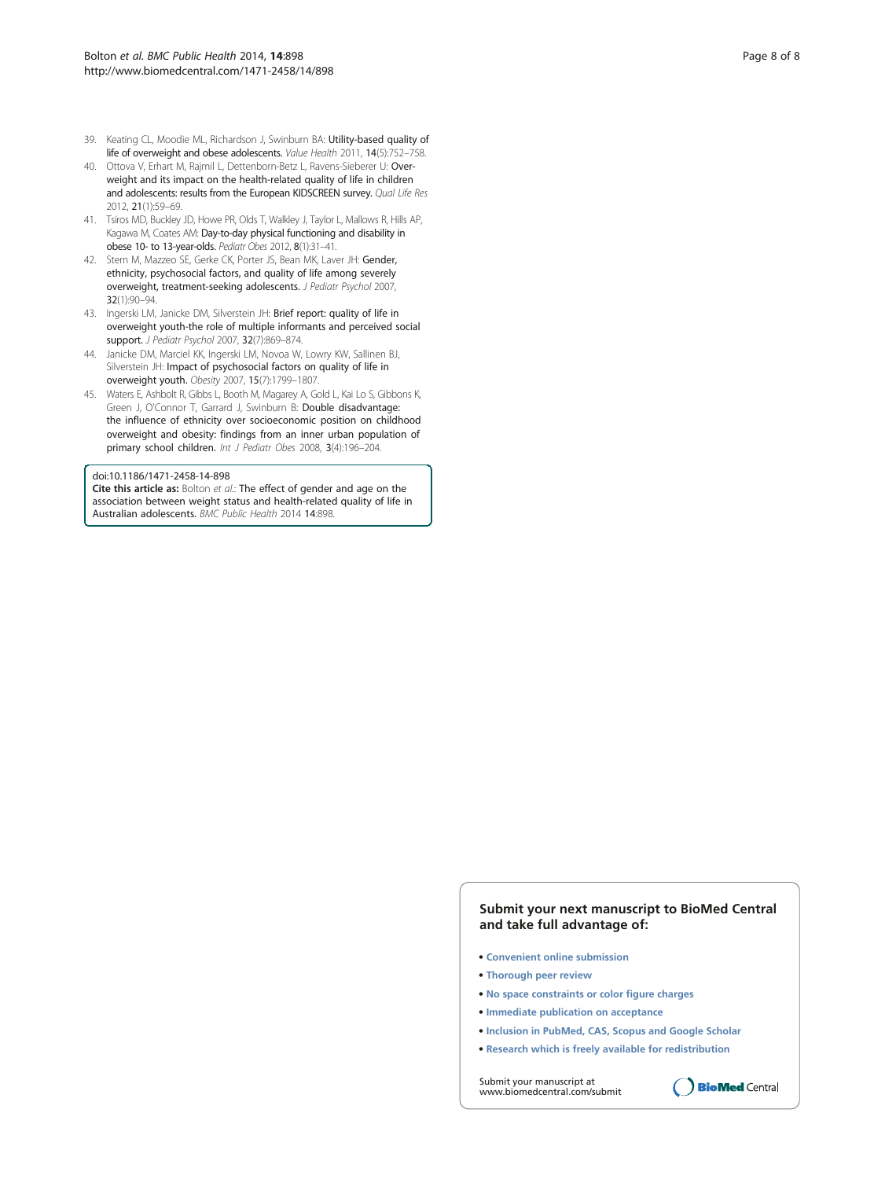39. Keating CL, Moodie ML, Richardson J, Swinburn BA: **Utility-based quality of life of overweight and obese adolescents.** *Value Health* 2011, **14**(5):752–758.
40. Ottova V, Erhart M, Rajmil L, Dettenborn-Betz L, Ravens-Sieberer U: **Overweight and its impact on the health-related quality of life in children and adolescents: results from the European KIDSCREEN survey.** *Qual Life Res* 2012, **21**(1):59–69.
41. Tsiros MD, Buckley JD, Howe PR, Olds T, Walkley J, Taylor L, Mallows R, Hills AP, Kagawa M, Coates AM: **Day-to-day physical functioning and disability in obese 10- to 13-year-olds.** *Pediatr Obes* 2012, **8**(1):31–41.
42. Stern M, Mazzeo SE, Gerke CK, Porter JS, Bean MK, Laver JH: **Gender, ethnicity, psychosocial factors, and quality of life among severely overweight, treatment-seeking adolescents.** *J Pediatr Psychol* 2007, **32**(1):90–94.
43. Ingerski LM, Janicke DM, Silverstein JH: **Brief report: quality of life in overweight youth-the role of multiple informants and perceived social support.** *J Pediatr Psychol* 2007, **32**(7):869–874.
44. Janicke DM, Marciel KK, Ingerski LM, Novoa W, Lowry KW, Sallinen BJ, Silverstein JH: **Impact of psychosocial factors on quality of life in overweight youth.** *Obesity* 2007, **15**(7):1799–1807.
45. Waters E, Ashbolt R, Gibbs L, Booth M, Magarey A, Gold L, Kai Lo S, Gibbons K, Green J, O'Connor T, Garrard J, Swinburn B: **Double disadvantage: the influence of ethnicity over socioeconomic position on childhood overweight and obesity: findings from an inner urban population of primary school children.** *Int J Pediatr Obes* 2008, **3**(4):196–204.

doi:10.1186/1471-2458-14-898
**Cite this article as:** Bolton *et al.*: The effect of gender and age on the association between weight status and health-related quality of life in Australian adolescents. *BMC Public Health* 2014 **14**:898.

**Submit your next manuscript to BioMed Central and take full advantage of:**

- **Convenient online submission**
- **Thorough peer review**
- **No space constraints or color figure charges**
- **Immediate publication on acceptance**
- **Inclusion in PubMed, CAS, Scopus and Google Scholar**
- **Research which is freely available for redistribution**

Submit your manuscript at
www.biomedcentral.com/submit

BioMed Central